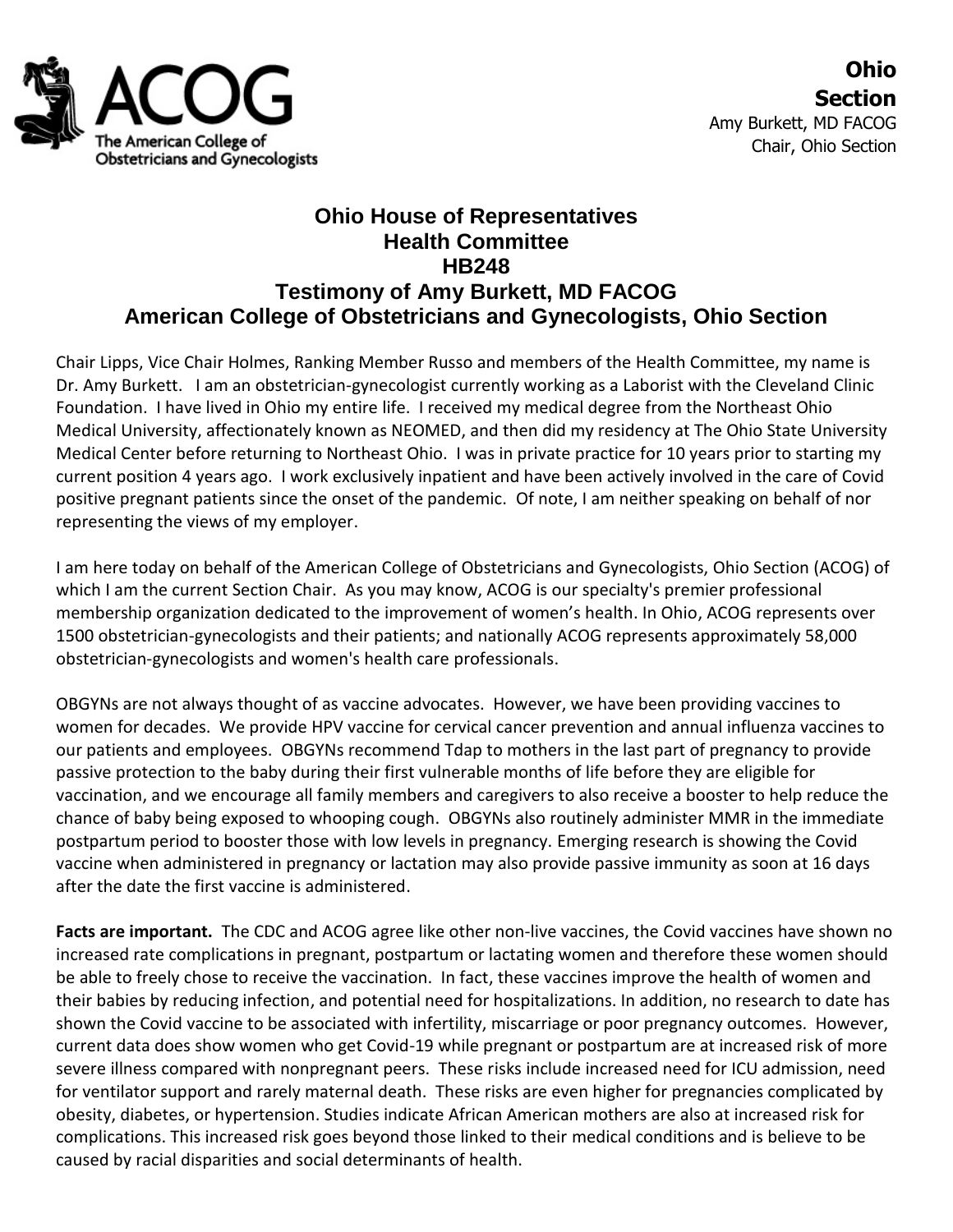ACOG

The American College of Obstetricians and Gynecologists

**Ohio Section**

Amy Burkett, MD FACOG
Chair, Ohio Section

# Ohio House of Representatives
# Health Committee
# HB248
# Testimony of Amy Burkett, MD FACOG
# American College of Obstetricians and Gynecologists, Ohio Section

Chair Lipps, Vice Chair Holmes, Ranking Member Russo and members of the Health Committee, my name is Dr. Amy Burkett. I am an obstetrician-gynecologist currently working as a Laborist with the Cleveland Clinic Foundation. I have lived in Ohio my entire life. I received my medical degree from the Northeast Ohio Medical University, affectionately known as NEOMED, and then did my residency at The Ohio State University Medical Center before returning to Northeast Ohio. I was in private practice for 10 years prior to starting my current position 4 years ago. I work exclusively inpatient and have been actively involved in the care of Covid positive pregnant patients since the onset of the pandemic. Of note, I am neither speaking on behalf of nor representing the views of my employer.

I am here today on behalf of the American College of Obstetricians and Gynecologists, Ohio Section (ACOG) of which I am the current Section Chair. As you may know, ACOG is our specialty's premier professional membership organization dedicated to the improvement of women's health. In Ohio, ACOG represents over 1500 obstetrician-gynecologists and their patients; and nationally ACOG represents approximately 58,000 obstetrician-gynecologists and women's health care professionals.

OBGYNs are not always thought of as vaccine advocates. However, we have been providing vaccines to women for decades. We provide HPV vaccine for cervical cancer prevention and annual influenza vaccines to our patients and employees. OBGYNs recommend Tdap to mothers in the last part of pregnancy to provide passive protection to the baby during their first vulnerable months of life before they are eligible for vaccination, and we encourage all family members and caregivers to also receive a booster to help reduce the chance of baby being exposed to whooping cough. OBGYNs also routinely administer MMR in the immediate postpartum period to booster those with low levels in pregnancy. Emerging research is showing the Covid vaccine when administered in pregnancy or lactation may also provide passive immunity as soon at 16 days after the date the first vaccine is administered.

**Facts are important.** The CDC and ACOG agree like other non-live vaccines, the Covid vaccines have shown no increased rate complications in pregnant, postpartum or lactating women and therefore these women should be able to freely chose to receive the vaccination. In fact, these vaccines improve the health of women and their babies by reducing infection, and potential need for hospitalizations. In addition, no research to date has shown the Covid vaccine to be associated with infertility, miscarriage or poor pregnancy outcomes. However, current data does show women who get Covid-19 while pregnant or postpartum are at increased risk of more severe illness compared with nonpregnant peers. These risks include increased need for ICU admission, need for ventilator support and rarely maternal death. These risks are even higher for pregnancies complicated by obesity, diabetes, or hypertension. Studies indicate African American mothers are also at increased risk for complications. This increased risk goes beyond those linked to their medical conditions and is believe to be caused by racial disparities and social determinants of health.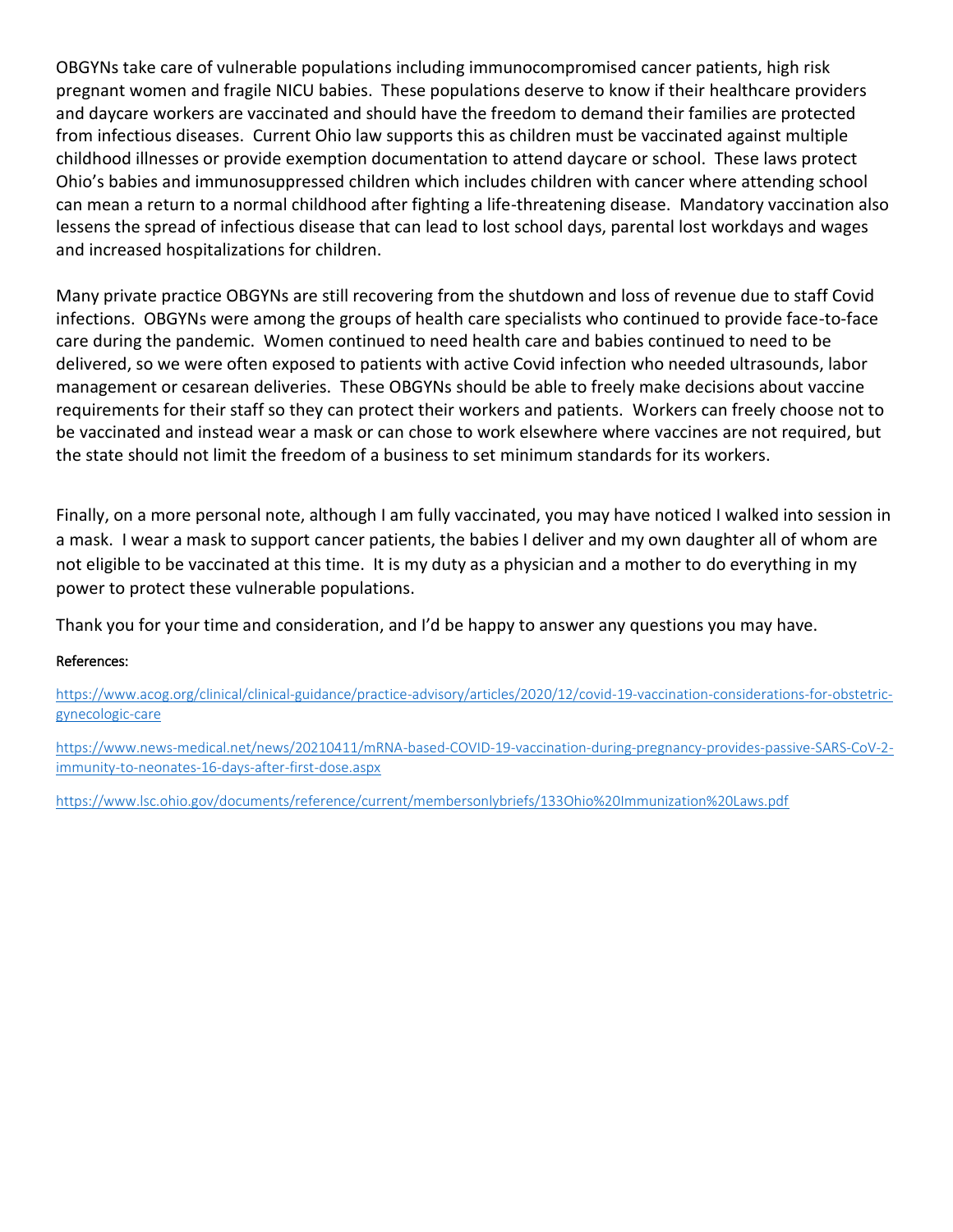OBGYNs take care of vulnerable populations including immunocompromised cancer patients, high risk pregnant women and fragile NICU babies. These populations deserve to know if their healthcare providers and daycare workers are vaccinated and should have the freedom to demand their families are protected from infectious diseases. Current Ohio law supports this as children must be vaccinated against multiple childhood illnesses or provide exemption documentation to attend daycare or school. These laws protect Ohio's babies and immunosuppressed children which includes children with cancer where attending school can mean a return to a normal childhood after fighting a life-threatening disease. Mandatory vaccination also lessens the spread of infectious disease that can lead to lost school days, parental lost workdays and wages and increased hospitalizations for children.

Many private practice OBGYNs are still recovering from the shutdown and loss of revenue due to staff Covid infections. OBGYNs were among the groups of health care specialists who continued to provide face-to-face care during the pandemic. Women continued to need health care and babies continued to need to be delivered, so we were often exposed to patients with active Covid infection who needed ultrasounds, labor management or cesarean deliveries. These OBGYNs should be able to freely make decisions about vaccine requirements for their staff so they can protect their workers and patients. Workers can freely choose not to be vaccinated and instead wear a mask or can chose to work elsewhere where vaccines are not required, but the state should not limit the freedom of a business to set minimum standards for its workers.

Finally, on a more personal note, although I am fully vaccinated, you may have noticed I walked into session in a mask. I wear a mask to support cancer patients, the babies I deliver and my own daughter all of whom are not eligible to be vaccinated at this time. It is my duty as a physician and a mother to do everything in my power to protect these vulnerable populations.

Thank you for your time and consideration, and I'd be happy to answer any questions you may have.

References:

https://www.acog.org/clinical/clinical-guidance/practice-advisory/articles/2020/12/covid-19-vaccination-considerations-for-obstetric-gynecologic-care

https://www.news-medical.net/news/20210411/mRNA-based-COVID-19-vaccination-during-pregnancy-provides-passive-SARS-CoV-2-immunity-to-neonates-16-days-after-first-dose.aspx

https://www.lsc.ohio.gov/documents/reference/current/membersonlybriefs/133Ohio%20Immunization%20Laws.pdf